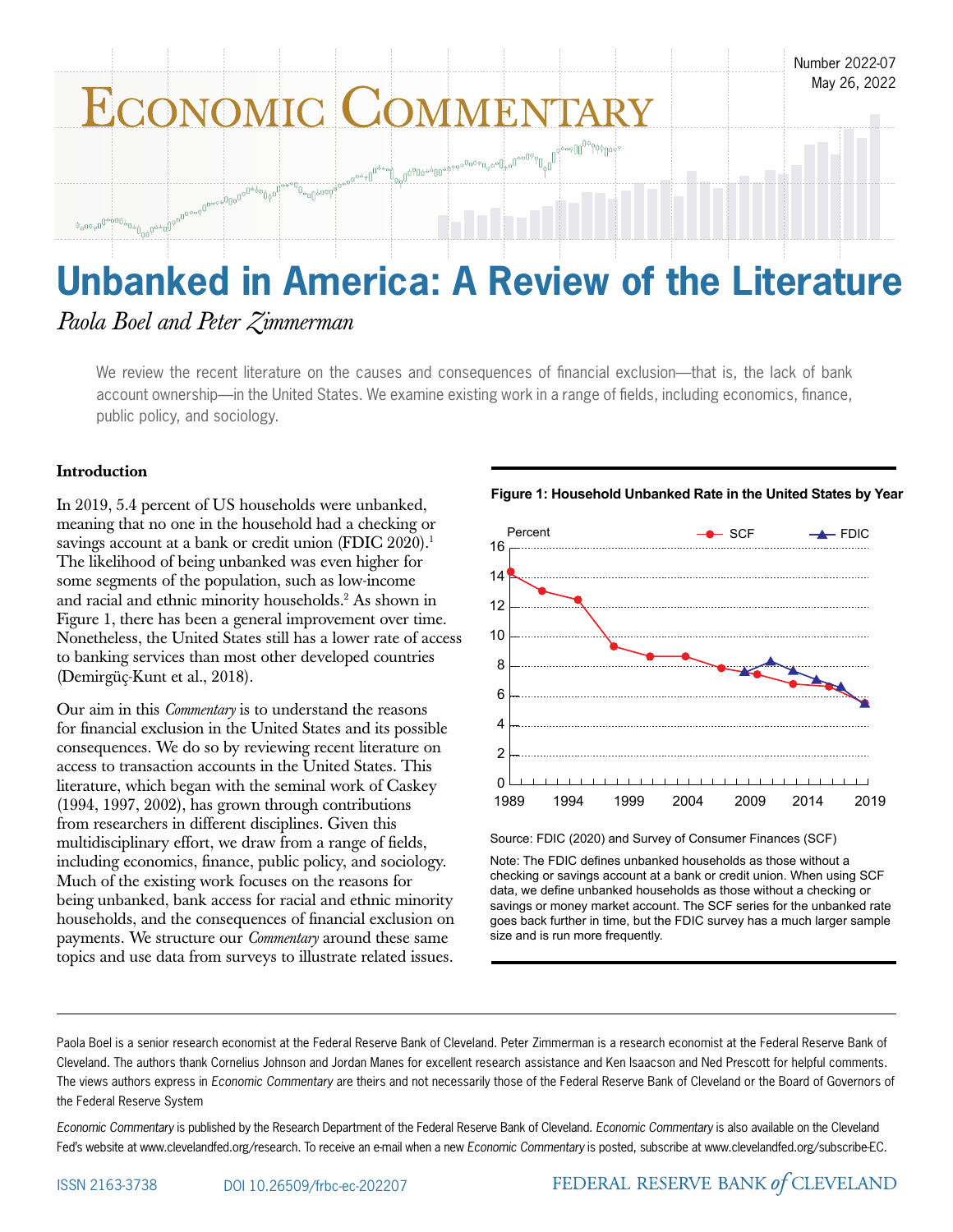Number 2022-07
May 26, 2022

# Economic Commentary

# Unbanked in America: A Review of the Literature

*Paola Boel and Peter Zimmerman*

We review the recent literature on the causes and consequences of financial exclusion—that is, the lack of bank account ownership—in the United States. We examine existing work in a range of fields, including economics, finance, public policy, and sociology.

## Introduction

In 2019, 5.4 percent of US households were unbanked, meaning that no one in the household had a checking or savings account at a bank or credit union (FDIC 2020).[1] The likelihood of being unbanked was even higher for some segments of the population, such as low-income and racial and ethnic minority households.[2] As shown in Figure 1, there has been a general improvement over time. Nonetheless, the United States still has a lower rate of access to banking services than most other developed countries (Demirgüç-Kunt et al., 2018).

Our aim in this *Commentary* is to understand the reasons for financial exclusion in the United States and its possible consequences. We do so by reviewing recent literature on access to transaction accounts in the United States. This literature, which began with the seminal work of Caskey (1994, 1997, 2002), has grown through contributions from researchers in different disciplines. Given this multidisciplinary effort, we draw from a range of fields, including economics, finance, public policy, and sociology. Much of the existing work focuses on the reasons for being unbanked, bank access for racial and ethnic minority households, and the consequences of financial exclusion on payments. We structure our *Commentary* around these same topics and use data from surveys to illustrate related issues.

**Figure 1: Household Unbanked Rate in the United States by Year**

Source: FDIC (2020) and Survey of Consumer Finances (SCF)

Note: The FDIC defines unbanked households as those without a checking or savings account at a bank or credit union. When using SCF data, we define unbanked households as those without a checking or savings or money market account. The SCF series for the unbanked rate goes back further in time, but the FDIC survey has a much larger sample size and is run more frequently.

---

Paola Boel is a senior research economist at the Federal Reserve Bank of Cleveland. Peter Zimmerman is a research economist at the Federal Reserve Bank of Cleveland. The authors thank Cornelius Johnson and Jordan Manes for excellent research assistance and Ken Isaacson and Ned Prescott for helpful comments. The views authors express in *Economic Commentary* are theirs and not necessarily those of the Federal Reserve Bank of Cleveland or the Board of Governors of the Federal Reserve System

*Economic Commentary* is published by the Research Department of the Federal Reserve Bank of Cleveland. *Economic Commentary* is also available on the Cleveland Fed's website at www.clevelandfed.org/research. To receive an e-mail when a new *Economic Commentary* is posted, subscribe at www.clevelandfed.org/subscribe-EC.

ISSN 2163-3738 DOI 10.26509/frbc-ec-202207

FEDERAL RESERVE BANK *of* CLEVELAND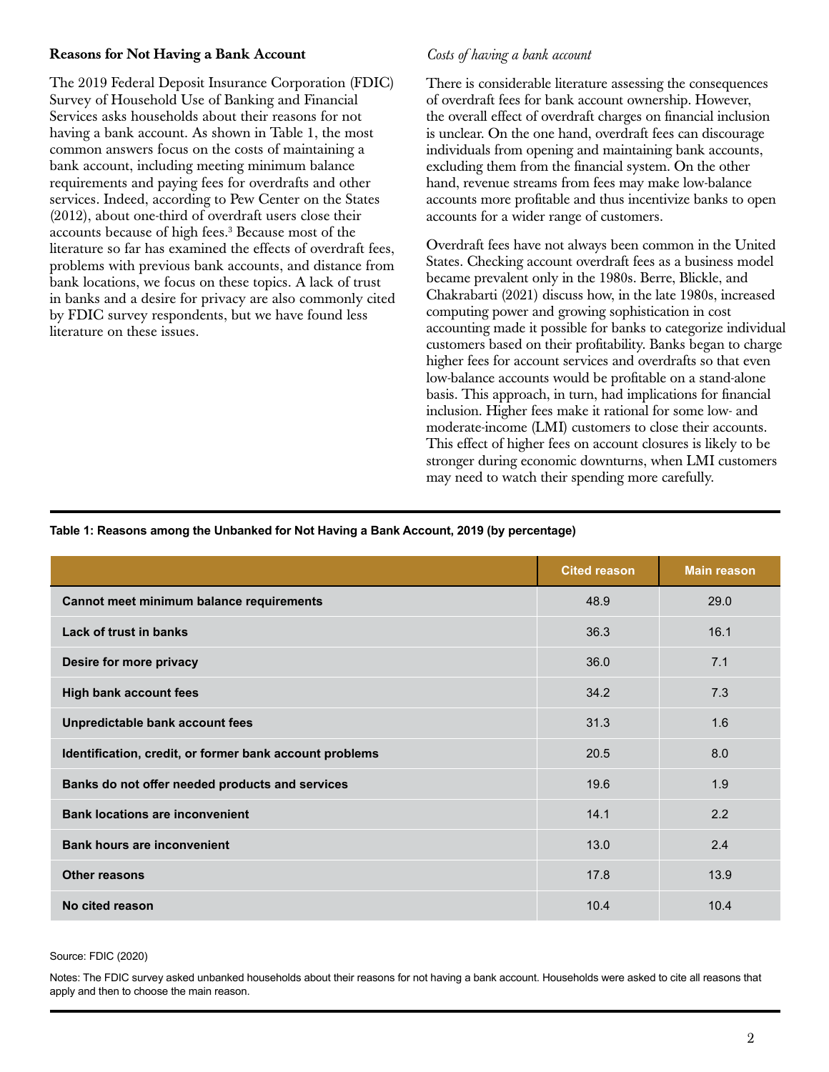## Reasons for Not Having a Bank Account

The 2019 Federal Deposit Insurance Corporation (FDIC) Survey of Household Use of Banking and Financial Services asks households about their reasons for not having a bank account. As shown in Table 1, the most common answers focus on the costs of maintaining a bank account, including meeting minimum balance requirements and paying fees for overdrafts and other services. Indeed, according to Pew Center on the States (2012), about one-third of overdraft users close their accounts because of high fees.[3] Because most of the literature so far has examined the effects of overdraft fees, problems with previous bank accounts, and distance from bank locations, we focus on these topics. A lack of trust in banks and a desire for privacy are also commonly cited by FDIC survey respondents, but we have found less literature on these issues.

### *Costs of having a bank account*

There is considerable literature assessing the consequences of overdraft fees for bank account ownership. However, the overall effect of overdraft charges on financial inclusion is unclear. On the one hand, overdraft fees can discourage individuals from opening and maintaining bank accounts, excluding them from the financial system. On the other hand, revenue streams from fees may make low-balance accounts more profitable and thus incentivize banks to open accounts for a wider range of customers.

Overdraft fees have not always been common in the United States. Checking account overdraft fees as a business model became prevalent only in the 1980s. Berre, Blickle, and Chakrabarti (2021) discuss how, in the late 1980s, increased computing power and growing sophistication in cost accounting made it possible for banks to categorize individual customers based on their profitability. Banks began to charge higher fees for account services and overdrafts so that even low-balance accounts would be profitable on a stand-alone basis. This approach, in turn, had implications for financial inclusion. Higher fees make it rational for some low- and moderate-income (LMI) customers to close their accounts. This effect of higher fees on account closures is likely to be stronger during economic downturns, when LMI customers may need to watch their spending more carefully.

**Table 1: Reasons among the Unbanked for Not Having a Bank Account, 2019 (by percentage)**

| | Cited reason | Main reason |
|---|---|---|
| Cannot meet minimum balance requirements | 48.9 | 29.0 |
| Lack of trust in banks | 36.3 | 16.1 |
| Desire for more privacy | 36.0 | 7.1 |
| High bank account fees | 34.2 | 7.3 |
| Unpredictable bank account fees | 31.3 | 1.6 |
| Identification, credit, or former bank account problems | 20.5 | 8.0 |
| Banks do not offer needed products and services | 19.6 | 1.9 |
| Bank locations are inconvenient | 14.1 | 2.2 |
| Bank hours are inconvenient | 13.0 | 2.4 |
| Other reasons | 17.8 | 13.9 |
| No cited reason | 10.4 | 10.4 |

Source: FDIC (2020)

Notes: The FDIC survey asked unbanked households about their reasons for not having a bank account. Households were asked to cite all reasons that apply and then to choose the main reason.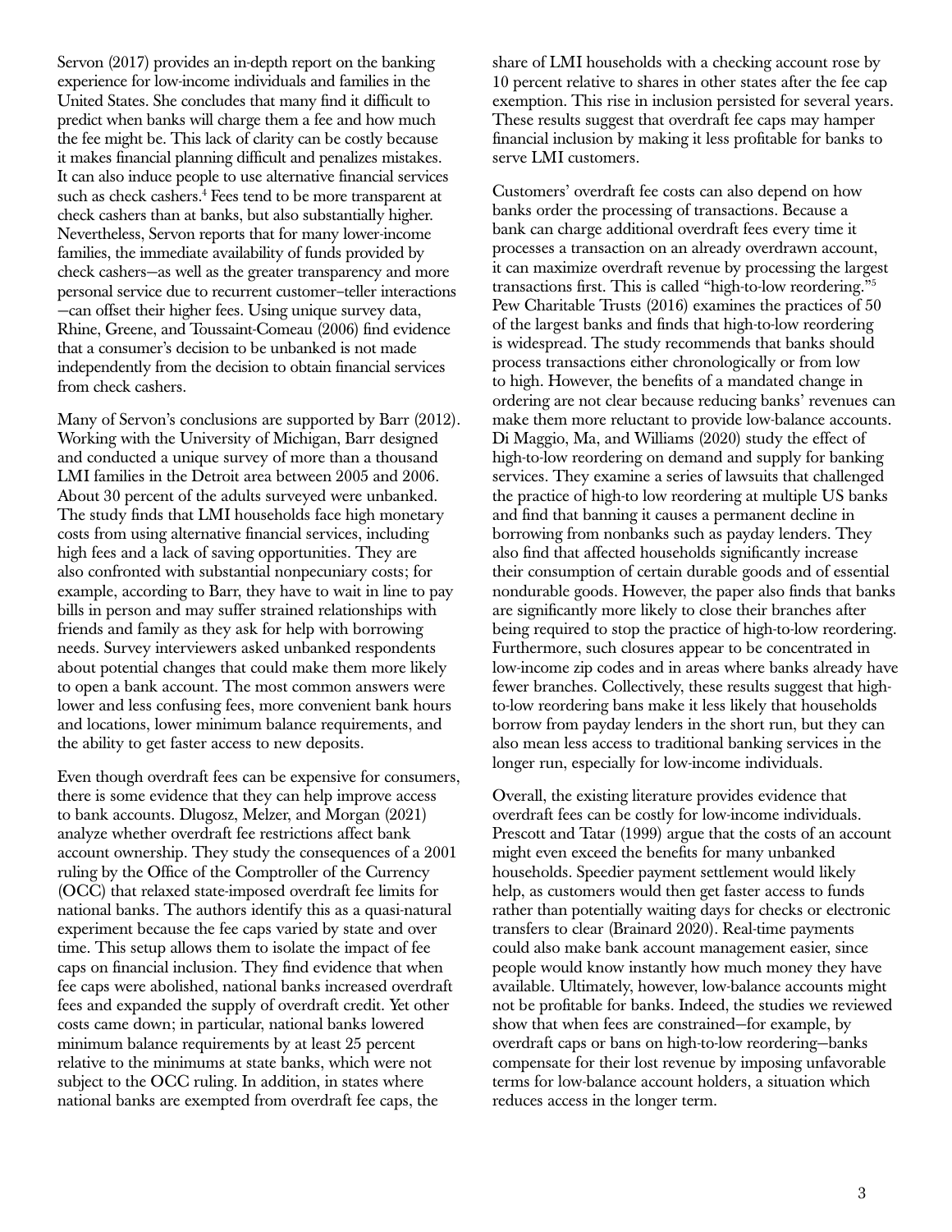Servon (2017) provides an in-depth report on the banking experience for low-income individuals and families in the United States. She concludes that many find it difficult to predict when banks will charge them a fee and how much the fee might be. This lack of clarity can be costly because it makes financial planning difficult and penalizes mistakes. It can also induce people to use alternative financial services such as check cashers.[4] Fees tend to be more transparent at check cashers than at banks, but also substantially higher. Nevertheless, Servon reports that for many lower-income families, the immediate availability of funds provided by check cashers—as well as the greater transparency and more personal service due to recurrent customer–teller interactions—can offset their higher fees. Using unique survey data, Rhine, Greene, and Toussaint-Comeau (2006) find evidence that a consumer's decision to be unbanked is not made independently from the decision to obtain financial services from check cashers.

Many of Servon's conclusions are supported by Barr (2012). Working with the University of Michigan, Barr designed and conducted a unique survey of more than a thousand LMI families in the Detroit area between 2005 and 2006. About 30 percent of the adults surveyed were unbanked. The study finds that LMI households face high monetary costs from using alternative financial services, including high fees and a lack of saving opportunities. They are also confronted with substantial nonpecuniary costs; for example, according to Barr, they have to wait in line to pay bills in person and may suffer strained relationships with friends and family as they ask for help with borrowing needs. Survey interviewers asked unbanked respondents about potential changes that could make them more likely to open a bank account. The most common answers were lower and less confusing fees, more convenient bank hours and locations, lower minimum balance requirements, and the ability to get faster access to new deposits.

Even though overdraft fees can be expensive for consumers, there is some evidence that they can help improve access to bank accounts. Dlugosz, Melzer, and Morgan (2021) analyze whether overdraft fee restrictions affect bank account ownership. They study the consequences of a 2001 ruling by the Office of the Comptroller of the Currency (OCC) that relaxed state-imposed overdraft fee limits for national banks. The authors identify this as a quasi-natural experiment because the fee caps varied by state and over time. This setup allows them to isolate the impact of fee caps on financial inclusion. They find evidence that when fee caps were abolished, national banks increased overdraft fees and expanded the supply of overdraft credit. Yet other costs came down; in particular, national banks lowered minimum balance requirements by at least 25 percent relative to the minimums at state banks, which were not subject to the OCC ruling. In addition, in states where national banks are exempted from overdraft fee caps, the share of LMI households with a checking account rose by 10 percent relative to shares in other states after the fee cap exemption. This rise in inclusion persisted for several years. These results suggest that overdraft fee caps may hamper financial inclusion by making it less profitable for banks to serve LMI customers.

Customers' overdraft fee costs can also depend on how banks order the processing of transactions. Because a bank can charge additional overdraft fees every time it processes a transaction on an already overdrawn account, it can maximize overdraft revenue by processing the largest transactions first. This is called "high-to-low reordering."[5] Pew Charitable Trusts (2016) examines the practices of 50 of the largest banks and finds that high-to-low reordering is widespread. The study recommends that banks should process transactions either chronologically or from low to high. However, the benefits of a mandated change in ordering are not clear because reducing banks' revenues can make them more reluctant to provide low-balance accounts. Di Maggio, Ma, and Williams (2020) study the effect of high-to-low reordering on demand and supply for banking services. They examine a series of lawsuits that challenged the practice of high-to low reordering at multiple US banks and find that banning it causes a permanent decline in borrowing from nonbanks such as payday lenders. They also find that affected households significantly increase their consumption of certain durable goods and of essential nondurable goods. However, the paper also finds that banks are significantly more likely to close their branches after being required to stop the practice of high-to-low reordering. Furthermore, such closures appear to be concentrated in low-income zip codes and in areas where banks already have fewer branches. Collectively, these results suggest that high-to-low reordering bans make it less likely that households borrow from payday lenders in the short run, but they can also mean less access to traditional banking services in the longer run, especially for low-income individuals.

Overall, the existing literature provides evidence that overdraft fees can be costly for low-income individuals. Prescott and Tatar (1999) argue that the costs of an account might even exceed the benefits for many unbanked households. Speedier payment settlement would likely help, as customers would then get faster access to funds rather than potentially waiting days for checks or electronic transfers to clear (Brainard 2020). Real-time payments could also make bank account management easier, since people would know instantly how much money they have available. Ultimately, however, low-balance accounts might not be profitable for banks. Indeed, the studies we reviewed show that when fees are constrained—for example, by overdraft caps or bans on high-to-low reordering—banks compensate for their lost revenue by imposing unfavorable terms for low-balance account holders, a situation which reduces access in the longer term.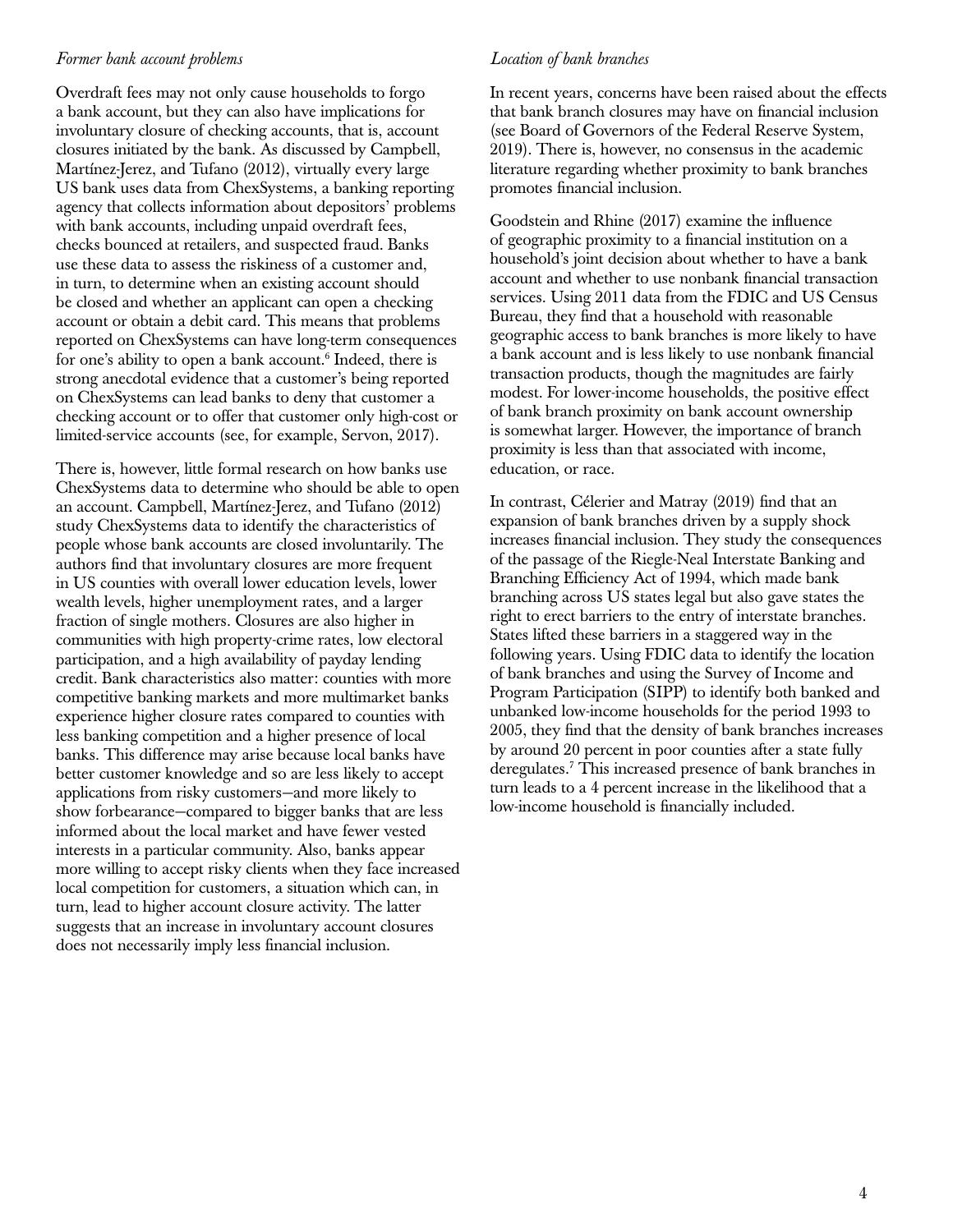*Former bank account problems*

Overdraft fees may not only cause households to forgo a bank account, but they can also have implications for involuntary closure of checking accounts, that is, account closures initiated by the bank. As discussed by Campbell, Martínez-Jerez, and Tufano (2012), virtually every large US bank uses data from ChexSystems, a banking reporting agency that collects information about depositors' problems with bank accounts, including unpaid overdraft fees, checks bounced at retailers, and suspected fraud. Banks use these data to assess the riskiness of a customer and, in turn, to determine when an existing account should be closed and whether an applicant can open a checking account or obtain a debit card. This means that problems reported on ChexSystems can have long-term consequences for one's ability to open a bank account.[6] Indeed, there is strong anecdotal evidence that a customer's being reported on ChexSystems can lead banks to deny that customer a checking account or to offer that customer only high-cost or limited-service accounts (see, for example, Servon, 2017).

There is, however, little formal research on how banks use ChexSystems data to determine who should be able to open an account. Campbell, Martínez-Jerez, and Tufano (2012) study ChexSystems data to identify the characteristics of people whose bank accounts are closed involuntarily. The authors find that involuntary closures are more frequent in US counties with overall lower education levels, lower wealth levels, higher unemployment rates, and a larger fraction of single mothers. Closures are also higher in communities with high property-crime rates, low electoral participation, and a high availability of payday lending credit. Bank characteristics also matter: counties with more competitive banking markets and more multimarket banks experience higher closure rates compared to counties with less banking competition and a higher presence of local banks. This difference may arise because local banks have better customer knowledge and so are less likely to accept applications from risky customers—and more likely to show forbearance—compared to bigger banks that are less informed about the local market and have fewer vested interests in a particular community. Also, banks appear more willing to accept risky clients when they face increased local competition for customers, a situation which can, in turn, lead to higher account closure activity. The latter suggests that an increase in involuntary account closures does not necessarily imply less financial inclusion.

*Location of bank branches*

In recent years, concerns have been raised about the effects that bank branch closures may have on financial inclusion (see Board of Governors of the Federal Reserve System, 2019). There is, however, no consensus in the academic literature regarding whether proximity to bank branches promotes financial inclusion.

Goodstein and Rhine (2017) examine the influence of geographic proximity to a financial institution on a household's joint decision about whether to have a bank account and whether to use nonbank financial transaction services. Using 2011 data from the FDIC and US Census Bureau, they find that a household with reasonable geographic access to bank branches is more likely to have a bank account and is less likely to use nonbank financial transaction products, though the magnitudes are fairly modest. For lower-income households, the positive effect of bank branch proximity on bank account ownership is somewhat larger. However, the importance of branch proximity is less than that associated with income, education, or race.

In contrast, Célerier and Matray (2019) find that an expansion of bank branches driven by a supply shock increases financial inclusion. They study the consequences of the passage of the Riegle-Neal Interstate Banking and Branching Efficiency Act of 1994, which made bank branching across US states legal but also gave states the right to erect barriers to the entry of interstate branches. States lifted these barriers in a staggered way in the following years. Using FDIC data to identify the location of bank branches and using the Survey of Income and Program Participation (SIPP) to identify both banked and unbanked low-income households for the period 1993 to 2005, they find that the density of bank branches increases by around 20 percent in poor counties after a state fully deregulates.[7] This increased presence of bank branches in turn leads to a 4 percent increase in the likelihood that a low-income household is financially included.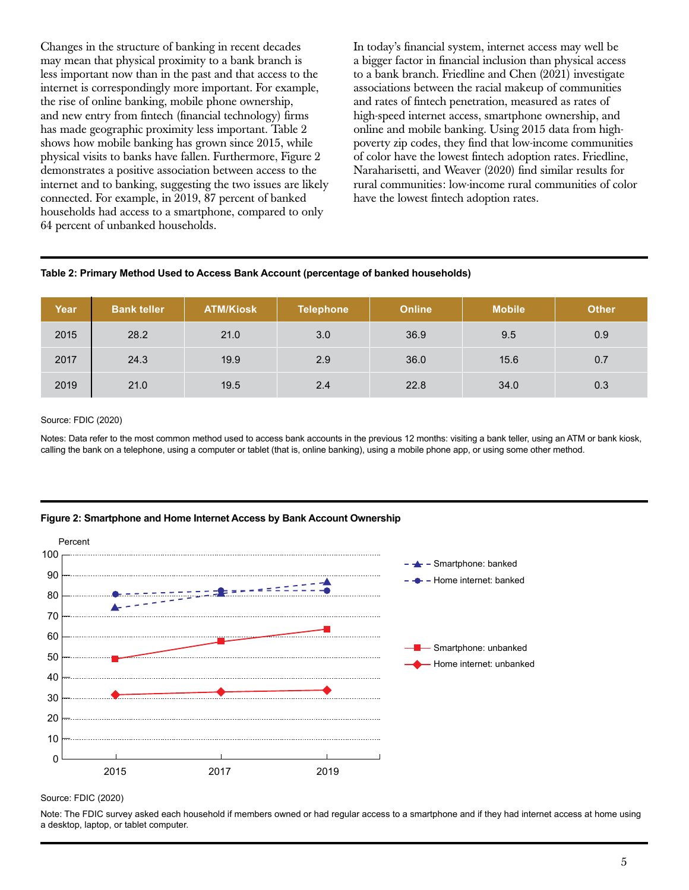Changes in the structure of banking in recent decades may mean that physical proximity to a bank branch is less important now than in the past and that access to the internet is correspondingly more important. For example, the rise of online banking, mobile phone ownership, and new entry from fintech (financial technology) firms has made geographic proximity less important. Table 2 shows how mobile banking has grown since 2015, while physical visits to banks have fallen. Furthermore, Figure 2 demonstrates a positive association between access to the internet and to banking, suggesting the two issues are likely connected. For example, in 2019, 87 percent of banked households had access to a smartphone, compared to only 64 percent of unbanked households.

In today's financial system, internet access may well be a bigger factor in financial inclusion than physical access to a bank branch. Friedline and Chen (2021) investigate associations between the racial makeup of communities and rates of fintech penetration, measured as rates of high-speed internet access, smartphone ownership, and online and mobile banking. Using 2015 data from high-poverty zip codes, they find that low-income communities of color have the lowest fintech adoption rates. Friedline, Naraharisetti, and Weaver (2020) find similar results for rural communities: low-income rural communities of color have the lowest fintech adoption rates.

**Table 2: Primary Method Used to Access Bank Account (percentage of banked households)**

| Year | Bank teller | ATM/Kiosk | Telephone | Online | Mobile | Other |
|---|---|---|---|---|---|---|
| 2015 | 28.2 | 21.0 | 3.0 | 36.9 | 9.5 | 0.9 |
| 2017 | 24.3 | 19.9 | 2.9 | 36.0 | 15.6 | 0.7 |
| 2019 | 21.0 | 19.5 | 2.4 | 22.8 | 34.0 | 0.3 |

Source: FDIC (2020)

Notes: Data refer to the most common method used to access bank accounts in the previous 12 months: visiting a bank teller, using an ATM or bank kiosk, calling the bank on a telephone, using a computer or tablet (that is, online banking), using a mobile phone app, or using some other method.

**Figure 2: Smartphone and Home Internet Access by Bank Account Ownership**

Source: FDIC (2020)

Note: The FDIC survey asked each household if members owned or had regular access to a smartphone and if they had internet access at home using a desktop, laptop, or tablet computer.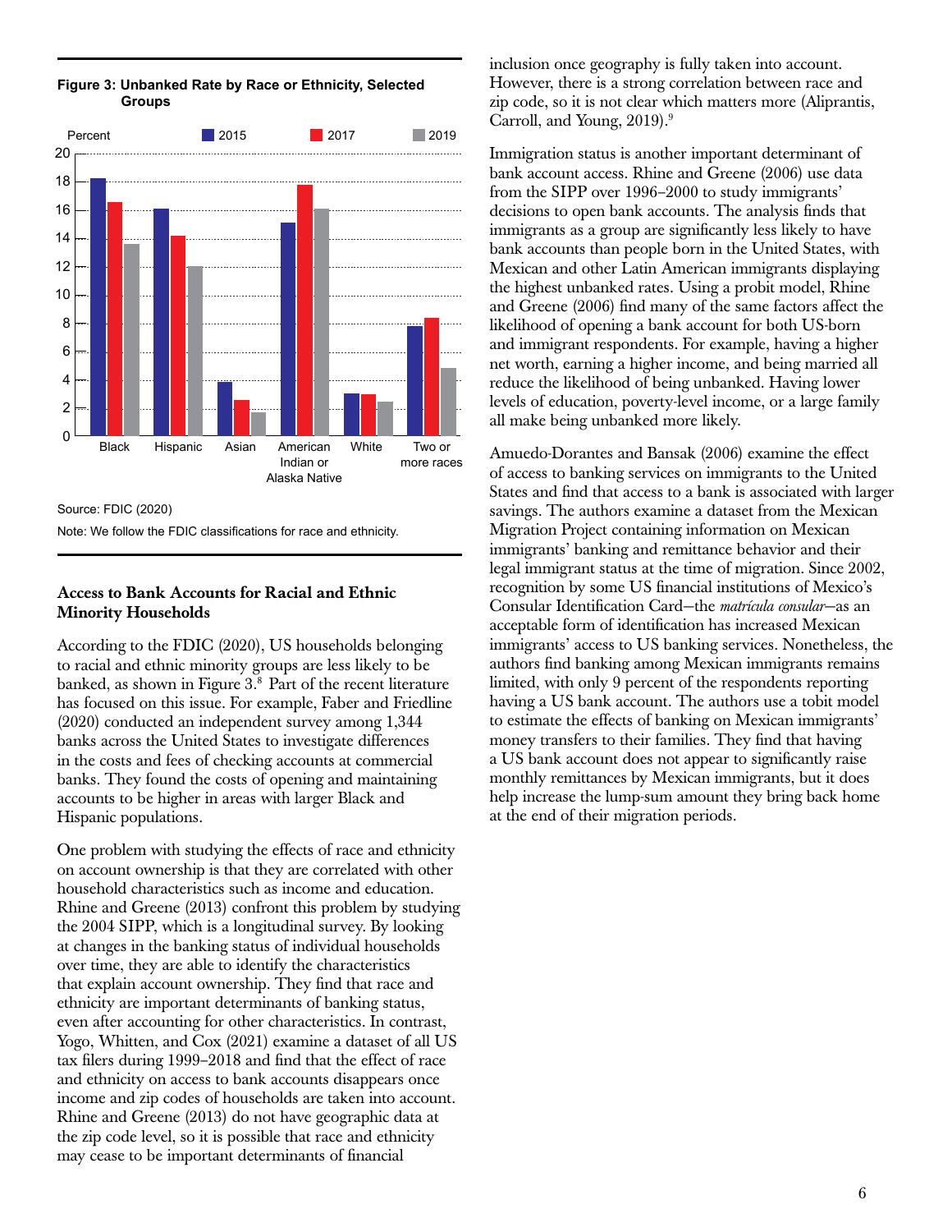**Figure 3: Unbanked Rate by Race or Ethnicity, Selected Groups**

Source: FDIC (2020)

Note: We follow the FDIC classifications for race and ethnicity.

### Access to Bank Accounts for Racial and Ethnic Minority Households

According to the FDIC (2020), US households belonging to racial and ethnic minority groups are less likely to be banked, as shown in Figure 3.[8] Part of the recent literature has focused on this issue. For example, Faber and Friedline (2020) conducted an independent survey among 1,344 banks across the United States to investigate differences in the costs and fees of checking accounts at commercial banks. They found the costs of opening and maintaining accounts to be higher in areas with larger Black and Hispanic populations.

One problem with studying the effects of race and ethnicity on account ownership is that they are correlated with other household characteristics such as income and education. Rhine and Greene (2013) confront this problem by studying the 2004 SIPP, which is a longitudinal survey. By looking at changes in the banking status of individual households over time, they are able to identify the characteristics that explain account ownership. They find that race and ethnicity are important determinants of banking status, even after accounting for other characteristics. In contrast, Yogo, Whitten, and Cox (2021) examine a dataset of all US tax filers during 1999–2018 and find that the effect of race and ethnicity on access to bank accounts disappears once income and zip codes of households are taken into account. Rhine and Greene (2013) do not have geographic data at the zip code level, so it is possible that race and ethnicity may cease to be important determinants of financial inclusion once geography is fully taken into account. However, there is a strong correlation between race and zip code, so it is not clear which matters more (Aliprantis, Carroll, and Young, 2019).[9]

Immigration status is another important determinant of bank account access. Rhine and Greene (2006) use data from the SIPP over 1996–2000 to study immigrants' decisions to open bank accounts. The analysis finds that immigrants as a group are significantly less likely to have bank accounts than people born in the United States, with Mexican and other Latin American immigrants displaying the highest unbanked rates. Using a probit model, Rhine and Greene (2006) find many of the same factors affect the likelihood of opening a bank account for both US-born and immigrant respondents. For example, having a higher net worth, earning a higher income, and being married all reduce the likelihood of being unbanked. Having lower levels of education, poverty-level income, or a large family all make being unbanked more likely.

Amuedo-Dorantes and Bansak (2006) examine the effect of access to banking services on immigrants to the United States and find that access to a bank is associated with larger savings. The authors examine a dataset from the Mexican Migration Project containing information on Mexican immigrants' banking and remittance behavior and their legal immigrant status at the time of migration. Since 2002, recognition by some US financial institutions of Mexico's Consular Identification Card—the *matrícula consular*—as an acceptable form of identification has increased Mexican immigrants' access to US banking services. Nonetheless, the authors find banking among Mexican immigrants remains limited, with only 9 percent of the respondents reporting having a US bank account. The authors use a tobit model to estimate the effects of banking on Mexican immigrants' money transfers to their families. They find that having a US bank account does not appear to significantly raise monthly remittances by Mexican immigrants, but it does help increase the lump-sum amount they bring back home at the end of their migration periods.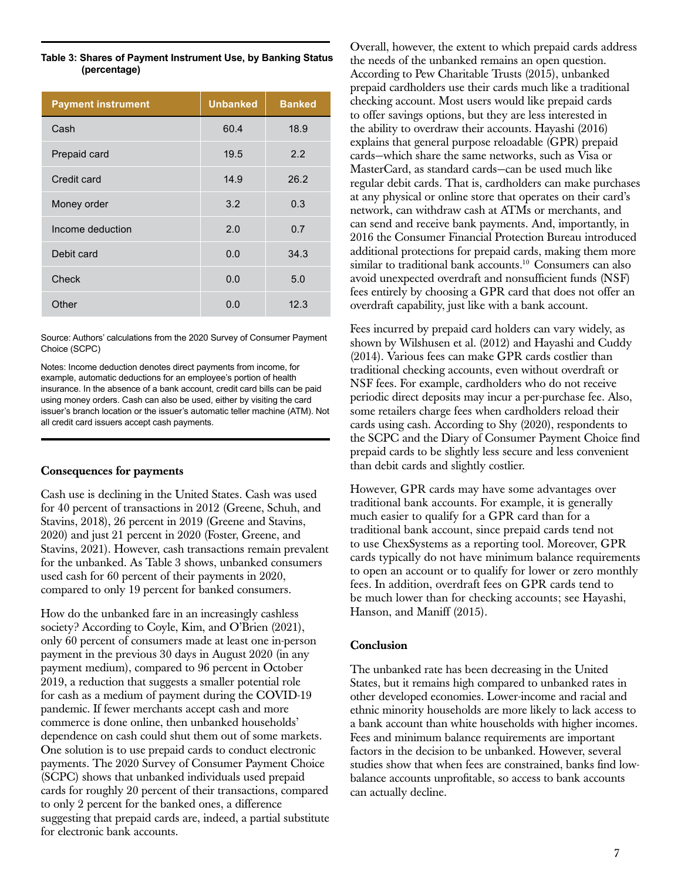**Table 3: Shares of Payment Instrument Use, by Banking Status (percentage)**

| Payment instrument | Unbanked | Banked |
|---|---|---|
| Cash | 60.4 | 18.9 |
| Prepaid card | 19.5 | 2.2 |
| Credit card | 14.9 | 26.2 |
| Money order | 3.2 | 0.3 |
| Income deduction | 2.0 | 0.7 |
| Debit card | 0.0 | 34.3 |
| Check | 0.0 | 5.0 |
| Other | 0.0 | 12.3 |

Source: Authors' calculations from the 2020 Survey of Consumer Payment Choice (SCPC)

Notes: Income deduction denotes direct payments from income, for example, automatic deductions for an employee's portion of health insurance. In the absence of a bank account, credit card bills can be paid using money orders. Cash can also be used, either by visiting the card issuer's branch location or the issuer's automatic teller machine (ATM). Not all credit card issuers accept cash payments.

### Consequences for payments

Cash use is declining in the United States. Cash was used for 40 percent of transactions in 2012 (Greene, Schuh, and Stavins, 2018), 26 percent in 2019 (Greene and Stavins, 2020) and just 21 percent in 2020 (Foster, Greene, and Stavins, 2021). However, cash transactions remain prevalent for the unbanked. As Table 3 shows, unbanked consumers used cash for 60 percent of their payments in 2020, compared to only 19 percent for banked consumers.

How do the unbanked fare in an increasingly cashless society? According to Coyle, Kim, and O'Brien (2021), only 60 percent of consumers made at least one in-person payment in the previous 30 days in August 2020 (in any payment medium), compared to 96 percent in October 2019, a reduction that suggests a smaller potential role for cash as a medium of payment during the COVID-19 pandemic. If fewer merchants accept cash and more commerce is done online, then unbanked households' dependence on cash could shut them out of some markets. One solution is to use prepaid cards to conduct electronic payments. The 2020 Survey of Consumer Payment Choice (SCPC) shows that unbanked individuals used prepaid cards for roughly 20 percent of their transactions, compared to only 2 percent for the banked ones, a difference suggesting that prepaid cards are, indeed, a partial substitute for electronic bank accounts.

Overall, however, the extent to which prepaid cards address the needs of the unbanked remains an open question. According to Pew Charitable Trusts (2015), unbanked prepaid cardholders use their cards much like a traditional checking account. Most users would like prepaid cards to offer savings options, but they are less interested in the ability to overdraw their accounts. Hayashi (2016) explains that general purpose reloadable (GPR) prepaid cards—which share the same networks, such as Visa or MasterCard, as standard cards—can be used much like regular debit cards. That is, cardholders can make purchases at any physical or online store that operates on their card's network, can withdraw cash at ATMs or merchants, and can send and receive bank payments. And, importantly, in 2016 the Consumer Financial Protection Bureau introduced additional protections for prepaid cards, making them more similar to traditional bank accounts.[10] Consumers can also avoid unexpected overdraft and nonsufficient funds (NSF) fees entirely by choosing a GPR card that does not offer an overdraft capability, just like with a bank account.

Fees incurred by prepaid card holders can vary widely, as shown by Wilshusen et al. (2012) and Hayashi and Cuddy (2014). Various fees can make GPR cards costlier than traditional checking accounts, even without overdraft or NSF fees. For example, cardholders who do not receive periodic direct deposits may incur a per-purchase fee. Also, some retailers charge fees when cardholders reload their cards using cash. According to Shy (2020), respondents to the SCPC and the Diary of Consumer Payment Choice find prepaid cards to be slightly less secure and less convenient than debit cards and slightly costlier.

However, GPR cards may have some advantages over traditional bank accounts. For example, it is generally much easier to qualify for a GPR card than for a traditional bank account, since prepaid cards tend not to use ChexSystems as a reporting tool. Moreover, GPR cards typically do not have minimum balance requirements to open an account or to qualify for lower or zero monthly fees. In addition, overdraft fees on GPR cards tend to be much lower than for checking accounts; see Hayashi, Hanson, and Maniff (2015).

### Conclusion

The unbanked rate has been decreasing in the United States, but it remains high compared to unbanked rates in other developed economies. Lower-income and racial and ethnic minority households are more likely to lack access to a bank account than white households with higher incomes. Fees and minimum balance requirements are important factors in the decision to be unbanked. However, several studies show that when fees are constrained, banks find low-balance accounts unprofitable, so access to bank accounts can actually decline.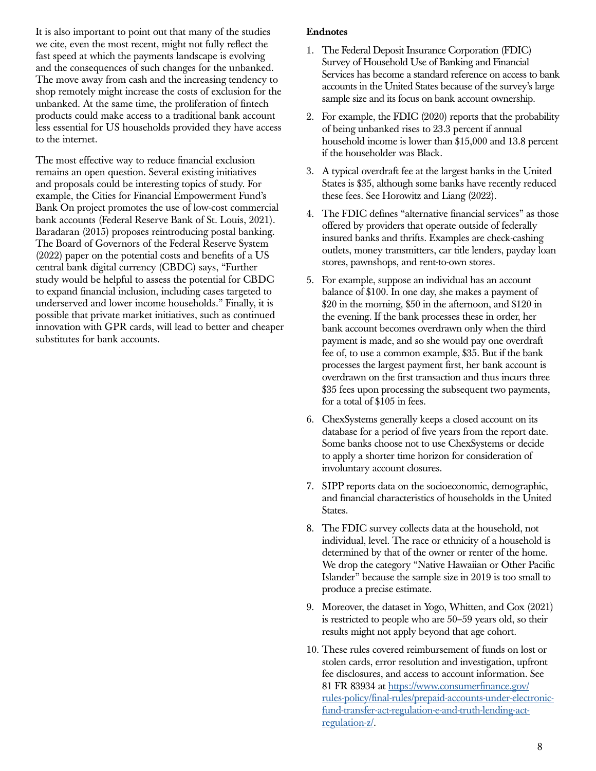It is also important to point out that many of the studies we cite, even the most recent, might not fully reflect the fast speed at which the payments landscape is evolving and the consequences of such changes for the unbanked. The move away from cash and the increasing tendency to shop remotely might increase the costs of exclusion for the unbanked. At the same time, the proliferation of fintech products could make access to a traditional bank account less essential for US households provided they have access to the internet.

The most effective way to reduce financial exclusion remains an open question. Several existing initiatives and proposals could be interesting topics of study. For example, the Cities for Financial Empowerment Fund's Bank On project promotes the use of low-cost commercial bank accounts (Federal Reserve Bank of St. Louis, 2021). Baradaran (2015) proposes reintroducing postal banking. The Board of Governors of the Federal Reserve System (2022) paper on the potential costs and benefits of a US central bank digital currency (CBDC) says, "Further study would be helpful to assess the potential for CBDC to expand financial inclusion, including cases targeted to underserved and lower income households." Finally, it is possible that private market initiatives, such as continued innovation with GPR cards, will lead to better and cheaper substitutes for bank accounts.

**Endnotes**

1. The Federal Deposit Insurance Corporation (FDIC) Survey of Household Use of Banking and Financial Services has become a standard reference on access to bank accounts in the United States because of the survey's large sample size and its focus on bank account ownership.
2. For example, the FDIC (2020) reports that the probability of being unbanked rises to 23.3 percent if annual household income is lower than $15,000 and 13.8 percent if the householder was Black.
3. A typical overdraft fee at the largest banks in the United States is $35, although some banks have recently reduced these fees. See Horowitz and Liang (2022).
4. The FDIC defines "alternative financial services" as those offered by providers that operate outside of federally insured banks and thrifts. Examples are check-cashing outlets, money transmitters, car title lenders, payday loan stores, pawnshops, and rent-to-own stores.
5. For example, suppose an individual has an account balance of $100. In one day, she makes a payment of $20 in the morning, $50 in the afternoon, and $120 in the evening. If the bank processes these in order, her bank account becomes overdrawn only when the third payment is made, and so she would pay one overdraft fee of, to use a common example, $35. But if the bank processes the largest payment first, her bank account is overdrawn on the first transaction and thus incurs three $35 fees upon processing the subsequent two payments, for a total of $105 in fees.
6. ChexSystems generally keeps a closed account on its database for a period of five years from the report date. Some banks choose not to use ChexSystems or decide to apply a shorter time horizon for consideration of involuntary account closures.
7. SIPP reports data on the socioeconomic, demographic, and financial characteristics of households in the United States.
8. The FDIC survey collects data at the household, not individual, level. The race or ethnicity of a household is determined by that of the owner or renter of the home. We drop the category "Native Hawaiian or Other Pacific Islander" because the sample size in 2019 is too small to produce a precise estimate.
9. Moreover, the dataset in Yogo, Whitten, and Cox (2021) is restricted to people who are 50–59 years old, so their results might not apply beyond that age cohort.
10. These rules covered reimbursement of funds on lost or stolen cards, error resolution and investigation, upfront fee disclosures, and access to account information. See 81 FR 83934 at [https://www.consumerfinance.gov/rules-policy/final-rules/prepaid-accounts-under-electronic-fund-transfer-act-regulation-e-and-truth-lending-act-regulation-z/](https://www.consumerfinance.gov/rules-policy/final-rules/prepaid-accounts-under-electronic-fund-transfer-act-regulation-e-and-truth-lending-act-regulation-z/).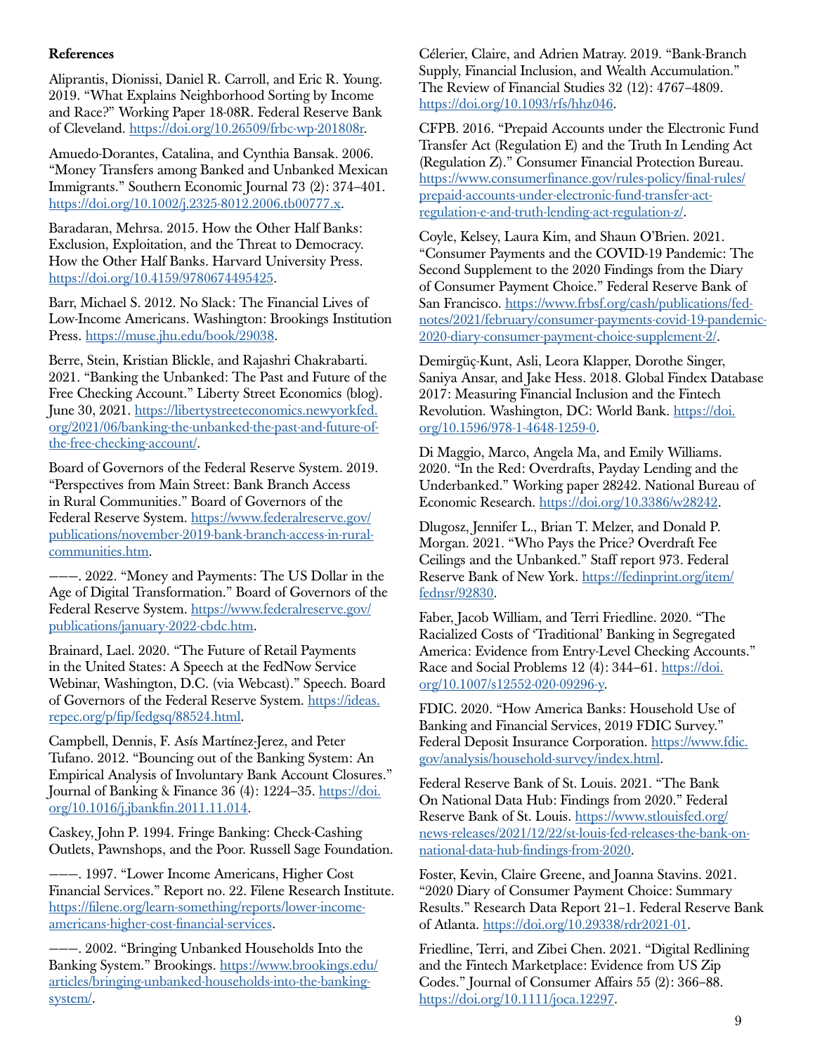**References**

Aliprantis, Dionissi, Daniel R. Carroll, and Eric R. Young. 2019. "What Explains Neighborhood Sorting by Income and Race?" Working Paper 18-08R. Federal Reserve Bank of Cleveland. https://doi.org/10.26509/frbc-wp-201808r.

Amuedo-Dorantes, Catalina, and Cynthia Bansak. 2006. "Money Transfers among Banked and Unbanked Mexican Immigrants." Southern Economic Journal 73 (2): 374–401. https://doi.org/10.1002/j.2325-8012.2006.tb00777.x.

Baradaran, Mehrsa. 2015. How the Other Half Banks: Exclusion, Exploitation, and the Threat to Democracy. How the Other Half Banks. Harvard University Press. https://doi.org/10.4159/9780674495425.

Barr, Michael S. 2012. No Slack: The Financial Lives of Low-Income Americans. Washington: Brookings Institution Press. https://muse.jhu.edu/book/29038.

Berre, Stein, Kristian Blickle, and Rajashri Chakrabarti. 2021. "Banking the Unbanked: The Past and Future of the Free Checking Account." Liberty Street Economics (blog). June 30, 2021. https://libertystreeteconomics.newyorkfed.org/2021/06/banking-the-unbanked-the-past-and-future-of-the-free-checking-account/.

Board of Governors of the Federal Reserve System. 2019. "Perspectives from Main Street: Bank Branch Access in Rural Communities." Board of Governors of the Federal Reserve System. https://www.federalreserve.gov/publications/november-2019-bank-branch-access-in-rural-communities.htm.

———. 2022. "Money and Payments: The US Dollar in the Age of Digital Transformation." Board of Governors of the Federal Reserve System. https://www.federalreserve.gov/publications/january-2022-cbdc.htm.

Brainard, Lael. 2020. "The Future of Retail Payments in the United States: A Speech at the FedNow Service Webinar, Washington, D.C. (via Webcast)." Speech. Board of Governors of the Federal Reserve System. https://ideas.repec.org/p/fip/fedgsq/88524.html.

Campbell, Dennis, F. Asís Martínez-Jerez, and Peter Tufano. 2012. "Bouncing out of the Banking System: An Empirical Analysis of Involuntary Bank Account Closures." Journal of Banking & Finance 36 (4): 1224–35. https://doi.org/10.1016/j.jbankfin.2011.11.014.

Caskey, John P. 1994. Fringe Banking: Check-Cashing Outlets, Pawnshops, and the Poor. Russell Sage Foundation.

———. 1997. "Lower Income Americans, Higher Cost Financial Services." Report no. 22. Filene Research Institute. https://filene.org/learn-something/reports/lower-income-americans-higher-cost-financial-services.

———. 2002. "Bringing Unbanked Households Into the Banking System." Brookings. https://www.brookings.edu/articles/bringing-unbanked-households-into-the-banking-system/.

Célerier, Claire, and Adrien Matray. 2019. "Bank-Branch Supply, Financial Inclusion, and Wealth Accumulation." The Review of Financial Studies 32 (12): 4767–4809. https://doi.org/10.1093/rfs/hhz046.

CFPB. 2016. "Prepaid Accounts under the Electronic Fund Transfer Act (Regulation E) and the Truth In Lending Act (Regulation Z)." Consumer Financial Protection Bureau. https://www.consumerfinance.gov/rules-policy/final-rules/prepaid-accounts-under-electronic-fund-transfer-act-regulation-e-and-truth-lending-act-regulation-z/.

Coyle, Kelsey, Laura Kim, and Shaun O'Brien. 2021. "Consumer Payments and the COVID-19 Pandemic: The Second Supplement to the 2020 Findings from the Diary of Consumer Payment Choice." Federal Reserve Bank of San Francisco. https://www.frbsf.org/cash/publications/fed-notes/2021/february/consumer-payments-covid-19-pandemic-2020-diary-consumer-payment-choice-supplement-2/.

Demirgüç-Kunt, Asli, Leora Klapper, Dorothe Singer, Saniya Ansar, and Jake Hess. 2018. Global Findex Database 2017: Measuring Financial Inclusion and the Fintech Revolution. Washington, DC: World Bank. https://doi.org/10.1596/978-1-4648-1259-0.

Di Maggio, Marco, Angela Ma, and Emily Williams. 2020. "In the Red: Overdrafts, Payday Lending and the Underbanked." Working paper 28242. National Bureau of Economic Research. https://doi.org/10.3386/w28242.

Dlugosz, Jennifer L., Brian T. Melzer, and Donald P. Morgan. 2021. "Who Pays the Price? Overdraft Fee Ceilings and the Unbanked." Staff report 973. Federal Reserve Bank of New York. https://fedinprint.org/item/fednsr/92830.

Faber, Jacob William, and Terri Friedline. 2020. "The Racialized Costs of 'Traditional' Banking in Segregated America: Evidence from Entry-Level Checking Accounts." Race and Social Problems 12 (4): 344–61. https://doi.org/10.1007/s12552-020-09296-y.

FDIC. 2020. "How America Banks: Household Use of Banking and Financial Services, 2019 FDIC Survey." Federal Deposit Insurance Corporation. https://www.fdic.gov/analysis/household-survey/index.html.

Federal Reserve Bank of St. Louis. 2021. "The Bank On National Data Hub: Findings from 2020." Federal Reserve Bank of St. Louis. https://www.stlouisfed.org/news-releases/2021/12/22/st-louis-fed-releases-the-bank-on-national-data-hub-findings-from-2020.

Foster, Kevin, Claire Greene, and Joanna Stavins. 2021. "2020 Diary of Consumer Payment Choice: Summary Results." Research Data Report 21–1. Federal Reserve Bank of Atlanta. https://doi.org/10.29338/rdr2021-01.

Friedline, Terri, and Zibei Chen. 2021. "Digital Redlining and the Fintech Marketplace: Evidence from US Zip Codes." Journal of Consumer Affairs 55 (2): 366–88. https://doi.org/10.1111/joca.12297.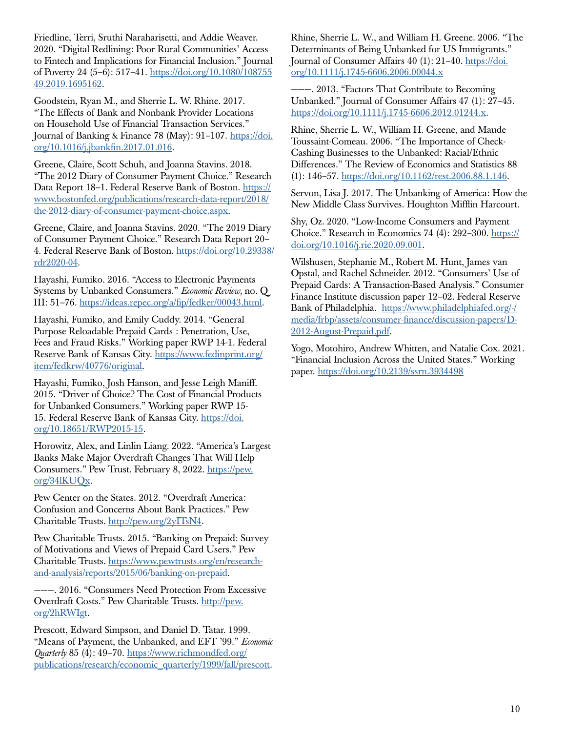Friedline, Terri, Sruthi Naraharisetti, and Addie Weaver. 2020. "Digital Redlining: Poor Rural Communities' Access to Fintech and Implications for Financial Inclusion." Journal of Poverty 24 (5–6): 517–41. https://doi.org/10.1080/10875549.2019.1695162.

Goodstein, Ryan M., and Sherrie L. W. Rhine. 2017. "The Effects of Bank and Nonbank Provider Locations on Household Use of Financial Transaction Services." Journal of Banking & Finance 78 (May): 91–107. https://doi.org/10.1016/j.jbankfin.2017.01.016.

Greene, Claire, Scott Schuh, and Joanna Stavins. 2018. "The 2012 Diary of Consumer Payment Choice." Research Data Report 18–1. Federal Reserve Bank of Boston. https://www.bostonfed.org/publications/research-data-report/2018/the-2012-diary-of-consumer-payment-choice.aspx.

Greene, Claire, and Joanna Stavins. 2020. "The 2019 Diary of Consumer Payment Choice." Research Data Report 20–4. Federal Reserve Bank of Boston. https://doi.org/10.29338/rdr2020-04.

Hayashi, Fumiko. 2016. "Access to Electronic Payments Systems by Unbanked Consumers." *Economic Review,* no. Q III: 51–76. https://ideas.repec.org/a/fip/fedker/00043.html.

Hayashi, Fumiko, and Emily Cuddy. 2014. "General Purpose Reloadable Prepaid Cards : Penetration, Use, Fees and Fraud Risks." Working paper RWP 14-1. Federal Reserve Bank of Kansas City. https://www.fedinprint.org/item/fedkrw/40776/original.

Hayashi, Fumiko, Josh Hanson, and Jesse Leigh Maniff. 2015. "Driver of Choice? The Cost of Financial Products for Unbanked Consumers." Working paper RWP 15-15. Federal Reserve Bank of Kansas City. https://doi.org/10.18651/RWP2015-15.

Horowitz, Alex, and Linlin Liang. 2022. "America's Largest Banks Make Major Overdraft Changes That Will Help Consumers." Pew Trust. February 8, 2022. https://pew.org/34lKUQx.

Pew Center on the States. 2012. "Overdraft America: Confusion and Concerns About Bank Practices." Pew Charitable Trusts. http://pew.org/2yITsN4.

Pew Charitable Trusts. 2015. "Banking on Prepaid: Survey of Motivations and Views of Prepaid Card Users." Pew Charitable Trusts. https://www.pewtrusts.org/en/research-and-analysis/reports/2015/06/banking-on-prepaid.

———. 2016. "Consumers Need Protection From Excessive Overdraft Costs." Pew Charitable Trusts. http://pew.org/2hRWIgt.

Prescott, Edward Simpson, and Daniel D. Tatar. 1999. "Means of Payment, the Unbanked, and EFT '99." *Economic Quarterly* 85 (4): 49–70. https://www.richmondfed.org/publications/research/economic_quarterly/1999/fall/prescott.

Rhine, Sherrie L. W., and William H. Greene. 2006. "The Determinants of Being Unbanked for US Immigrants." Journal of Consumer Affairs 40 (1): 21–40. https://doi.org/10.1111/j.1745-6606.2006.00044.x

———. 2013. "Factors That Contribute to Becoming Unbanked." Journal of Consumer Affairs 47 (1): 27–45. https://doi.org/10.1111/j.1745-6606.2012.01244.x.

Rhine, Sherrie L. W., William H. Greene, and Maude Toussaint-Comeau. 2006. "The Importance of Check-Cashing Businesses to the Unbanked: Racial/Ethnic Differences." The Review of Economics and Statistics 88 (1): 146–57. https://doi.org/10.1162/rest.2006.88.1.146.

Servon, Lisa J. 2017. The Unbanking of America: How the New Middle Class Survives. Houghton Mifflin Harcourt.

Shy, Oz. 2020. "Low-Income Consumers and Payment Choice." Research in Economics 74 (4): 292–300. https://doi.org/10.1016/j.rie.2020.09.001.

Wilshusen, Stephanie M., Robert M. Hunt, James van Opstal, and Rachel Schneider. 2012. "Consumers' Use of Prepaid Cards: A Transaction-Based Analysis." Consumer Finance Institute discussion paper 12–02. Federal Reserve Bank of Philadelphia. https://www.philadelphiafed.org/-/media/frbp/assets/consumer-finance/discussion-papers/D-2012-August-Prepaid.pdf.

Yogo, Motohiro, Andrew Whitten, and Natalie Cox. 2021. "Financial Inclusion Across the United States." Working paper. https://doi.org/10.2139/ssrn.3934498